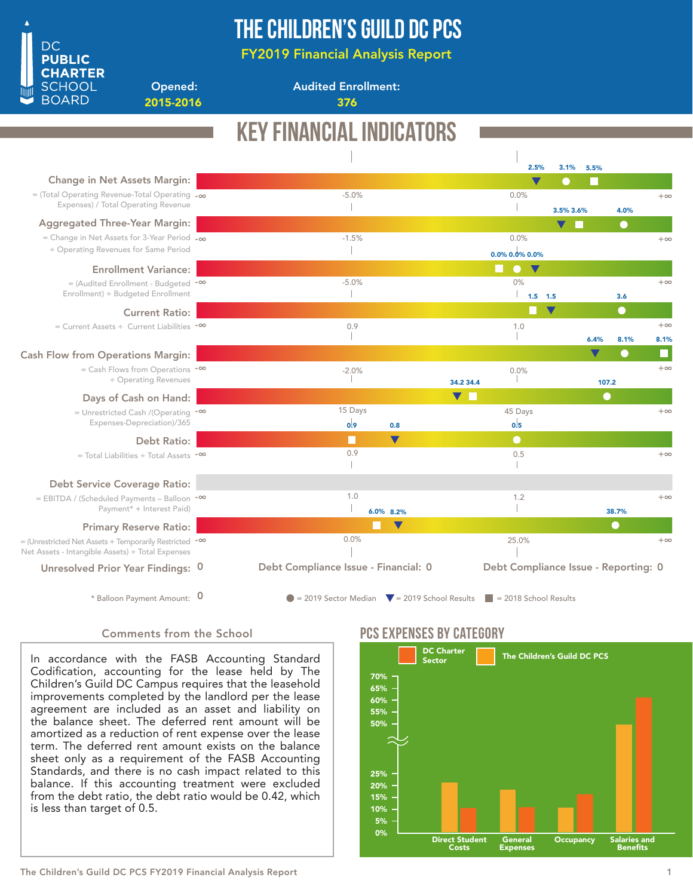# THE CHILDREN'S GUILD DC PCS

## FY2019 Financial Analysis Report

DC PUBLIC CHARTER SCHOOL BOARD

**Opened:** 2015-2016

**Audited Enrollment:** 376

## KEY FINANCIAL INDICATORS

| Indicator | Formula | Thresholds | 2019 School Results | 2018 School Results | 2019 Sector Median |
|---|---|---|---|---|---|
| Change in Net Assets Margin | = (Total Operating Revenue-Total Operating Expenses) / Total Operating Revenue | -∞, -5.0%, 0.0%, +∞ | 2.5% | 5.5% | 3.1% |
| Aggregated Three-Year Margin | = Change in Net Assets for 3-Year Period ÷ Operating Revenues for Same Period | -∞, -1.5%, 0.0%, +∞ | 3.5% | 3.6% | 4.0% |
| Enrollment Variance | = (Audited Enrollment - Budgeted Enrollment) ÷ Budgeted Enrollment | -∞, -5.0%, 0%, +∞ | 0.0% | 0.0% | 0.0% |
| Current Ratio | = Current Assets ÷ Current Liabilities | -∞, 0.9, 1.0, +∞ | 1.5 | 1.5 | 3.6 |
| Cash Flow from Operations Margin | = Cash Flows from Operations ÷ Operating Revenues | -∞, -2.0%, 0.0%, +∞ | 6.4% | 8.1% | 8.1% |
| Days of Cash on Hand | = Unrestricted Cash /(Operating Expenses-Depreciation)/365 | -∞, 15 Days, 45 Days, +∞ | 34.2 | 34.4 | 107.2 |
| Debt Ratio | = Total Liabilities ÷ Total Assets | -∞, 0.9, 0.5, +∞ | 0.8 | 0.9 | 0.5 |
| Debt Service Coverage Ratio | = EBITDA / (Scheduled Payments – Balloon Payment* + Interest Paid) | -∞, 1.0, 1.2, +∞ | | | |
| Primary Reserve Ratio | = (Unrestricted Net Assets + Temporarily Restricted Net Assets - Intangible Assets) ÷ Total Expenses | -∞, 0.0%, 25.0%, +∞ | 8.2% | 6.0% | 38.7% |

**Unresolved Prior Year Findings:** 0

**Debt Compliance Issue - Financial:** 0

**Debt Compliance Issue - Reporting:** 0

\* Balloon Payment Amount: 0

● = 2019 Sector Median ▼ = 2019 School Results ■ = 2018 School Results

### Comments from the School

In accordance with the FASB Accounting Standard Codification, accounting for the lease held by The Children's Guild DC Campus requires that the leasehold improvements completed by the landlord per the lease agreement are included as an asset and liability on the balance sheet. The deferred rent amount will be amortized as a reduction of rent expense over the lease term. The deferred rent amount exists on the balance sheet only as a requirement of the FASB Accounting Standards, and there is no cash impact related to this balance. If this accounting treatment were excluded from the debt ratio, the debt ratio would be 0.42, which is less than target of 0.5.

## PCS EXPENSES BY CATEGORY

Legend: DC Charter Sector; The Children's Guild DC PCS

Categories: Direct Student Costs, General Expenses, Occupancy, Salaries and Benefits

Y-axis: 0%, 5%, 10%, 15%, 20%, 25%, 50%, 55%, 60%, 65%, 70%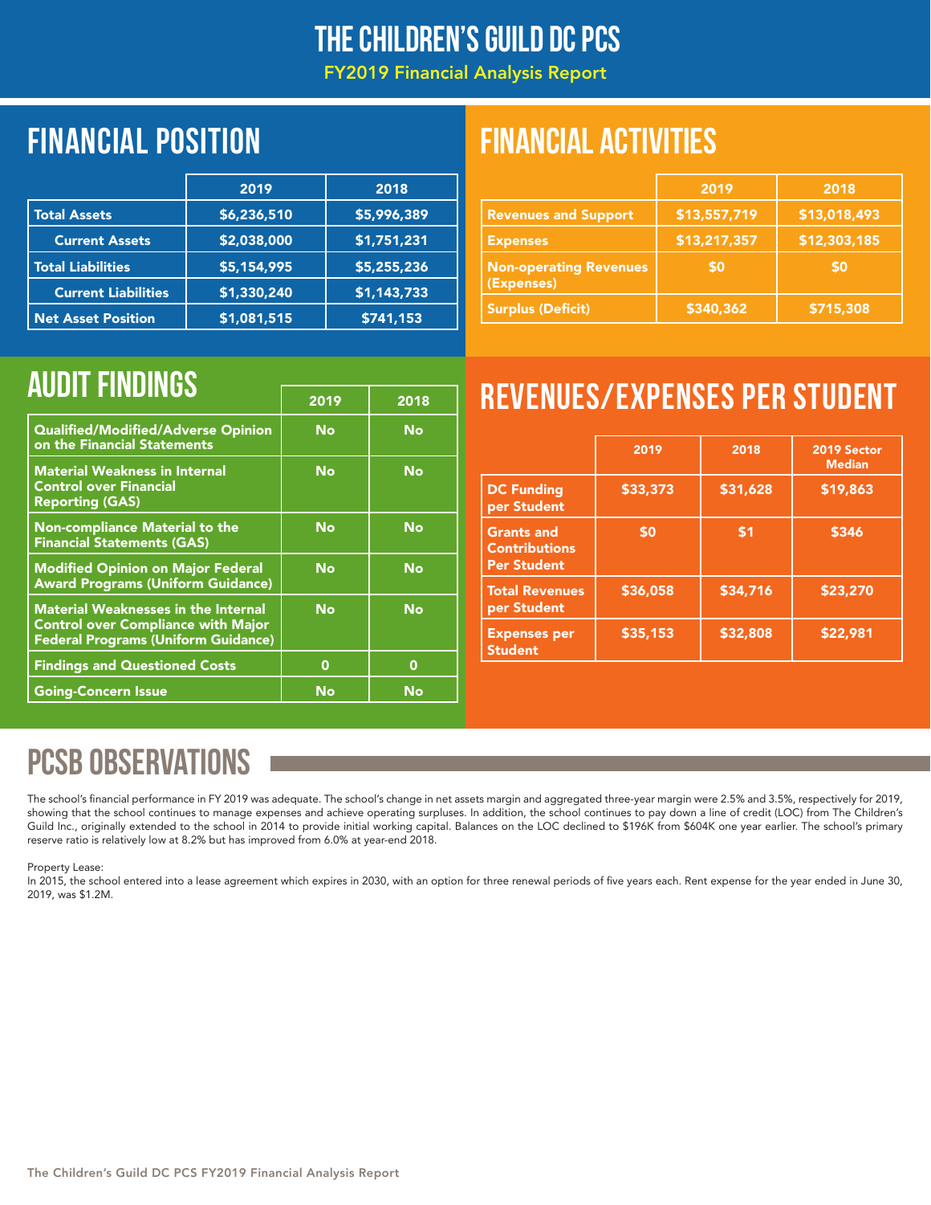# THE CHILDREN'S GUILD DC PCS

FY2019 Financial Analysis Report

## FINANCIAL POSITION

| | 2019 | 2018 |
|---|---|---|
| Total Assets | $6,236,510 | $5,996,389 |
| Current Assets | $2,038,000 | $1,751,231 |
| Total Liabilities | $5,154,995 | $5,255,236 |
| Current Liabilities | $1,330,240 | $1,143,733 |
| Net Asset Position | $1,081,515 | $741,153 |

## FINANCIAL ACTIVITIES

| | 2019 | 2018 |
|---|---|---|
| Revenues and Support | $13,557,719 | $13,018,493 |
| Expenses | $13,217,357 | $12,303,185 |
| Non-operating Revenues (Expenses) | $0 | $0 |
| Surplus (Deficit) | $340,362 | $715,308 |

## AUDIT FINDINGS

| | 2019 | 2018 |
|---|---|---|
| Qualified/Modified/Adverse Opinion on the Financial Statements | No | No |
| Material Weakness in Internal Control over Financial Reporting (GAS) | No | No |
| Non-compliance Material to the Financial Statements (GAS) | No | No |
| Modified Opinion on Major Federal Award Programs (Uniform Guidance) | No | No |
| Material Weaknesses in the Internal Control over Compliance with Major Federal Programs (Uniform Guidance) | No | No |
| Findings and Questioned Costs | 0 | 0 |
| Going-Concern Issue | No | No |

## REVENUES/EXPENSES PER STUDENT

| | 2019 | 2018 | 2019 Sector Median |
|---|---|---|---|
| DC Funding per Student | $33,373 | $31,628 | $19,863 |
| Grants and Contributions Per Student | $0 | $1 | $346 |
| Total Revenues per Student | $36,058 | $34,716 | $23,270 |
| Expenses per Student | $35,153 | $32,808 | $22,981 |

## PCSB OBSERVATIONS

The school's financial performance in FY 2019 was adequate. The school's change in net assets margin and aggregated three-year margin were 2.5% and 3.5%, respectively for 2019, showing that the school continues to manage expenses and achieve operating surpluses. In addition, the school continues to pay down a line of credit (LOC) from The Children's Guild Inc., originally extended to the school in 2014 to provide initial working capital. Balances on the LOC declined to $196K from $604K one year earlier. The school's primary reserve ratio is relatively low at 8.2% but has improved from 6.0% at year-end 2018.

Property Lease:
In 2015, the school entered into a lease agreement which expires in 2030, with an option for three renewal periods of five years each. Rent expense for the year ended in June 30, 2019, was $1.2M.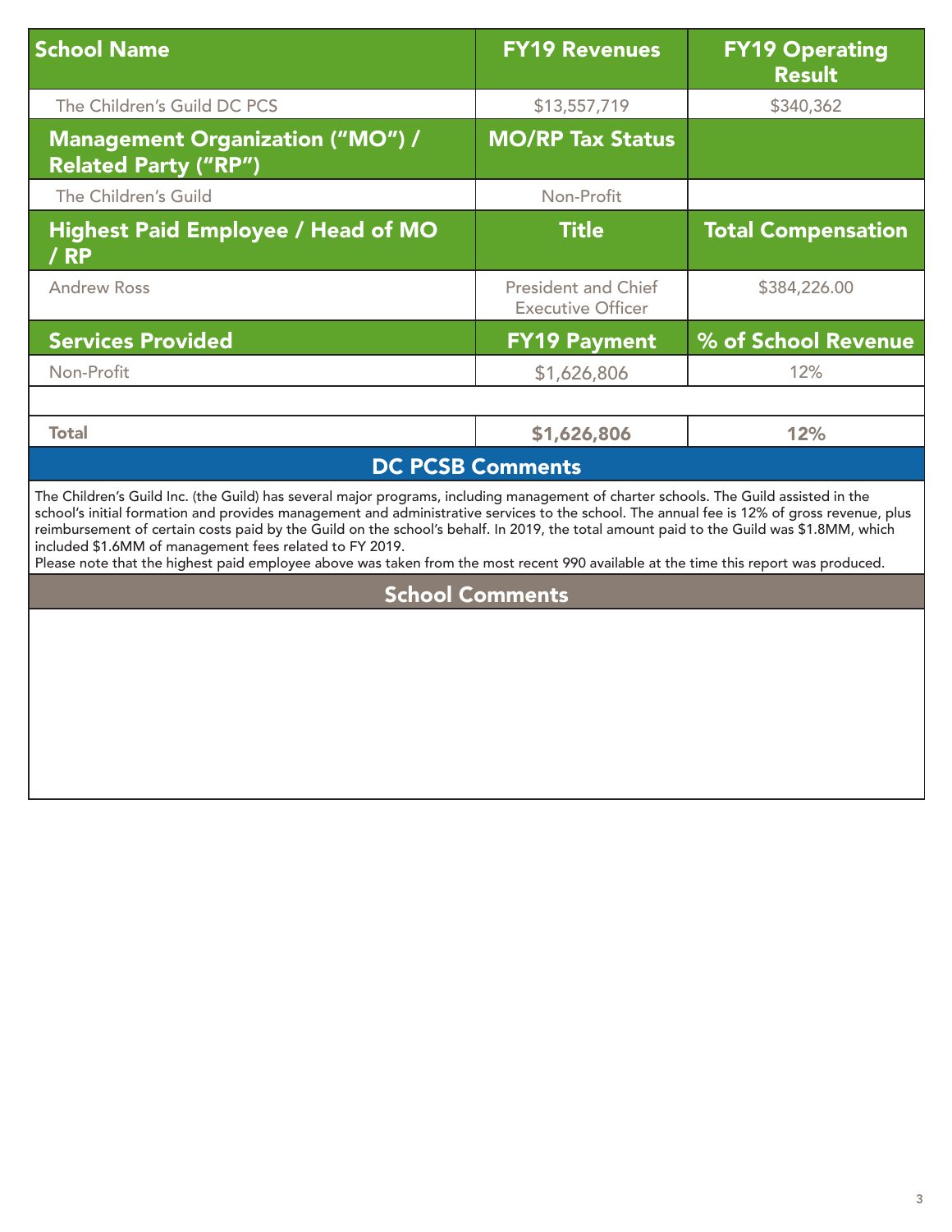| School Name | FY19 Revenues | FY19 Operating Result |
| --- | --- | --- |
| The Children's Guild DC PCS | $13,557,719 | $340,362 |
| **Management Organization ("MO") / Related Party ("RP")** | **MO/RP Tax Status** | |
| The Children's Guild | Non-Profit | |
| **Highest Paid Employee / Head of MO / RP** | **Title** | **Total Compensation** |
| Andrew Ross | President and Chief Executive Officer | $384,226.00 |
| **Services Provided** | **FY19 Payment** | **% of School Revenue** |
| Non-Profit | $1,626,806 | 12% |
| | | |
| **Total** | **$1,626,806** | **12%** |

## DC PCSB Comments

The Children's Guild Inc. (the Guild) has several major programs, including management of charter schools. The Guild assisted in the school's initial formation and provides management and administrative services to the school. The annual fee is 12% of gross revenue, plus reimbursement of certain costs paid by the Guild on the school's behalf. In 2019, the total amount paid to the Guild was $1.8MM, which included $1.6MM of management fees related to FY 2019.

Please note that the highest paid employee above was taken from the most recent 990 available at the time this report was produced.

## School Comments